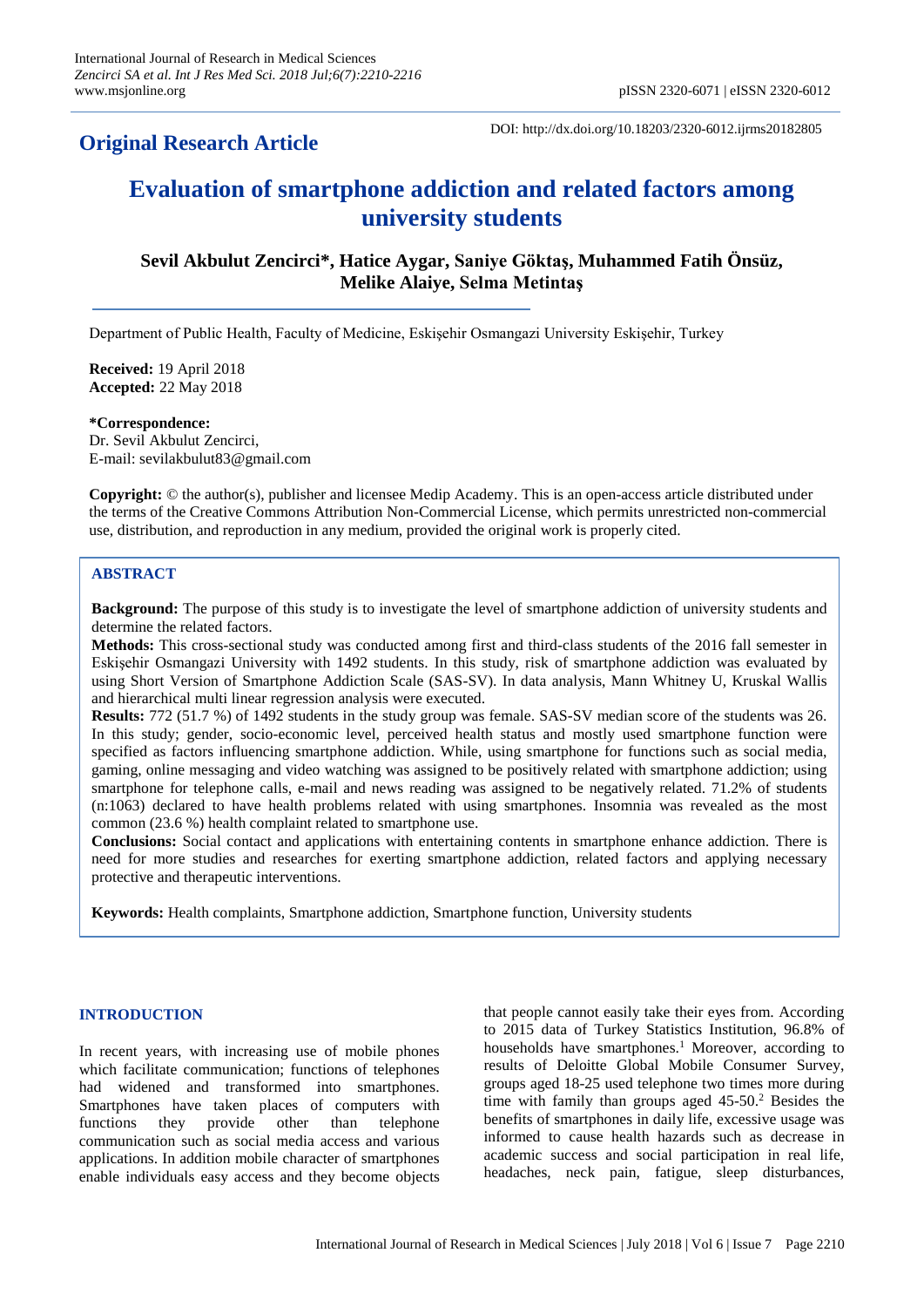**Original Research Article**

DOI: http://dx.doi.org/10.18203/2320-6012.ijrms20182805

# Evaluation of smartphone addiction and related factors among university students

**Sevil Akbulut Zencirci\*, Hatice Aygar, Saniye Göktaş, Muhammed Fatih Önsüz, Melike Alaiye, Selma Metintaş**

Department of Public Health, Faculty of Medicine, Eskişehir Osmangazi University Eskişehir, Turkey

**Received:** 19 April 2018
**Accepted:** 22 May 2018

**\*Correspondence:**
Dr. Sevil Akbulut Zencirci,
E-mail: sevilakbulut83@gmail.com

**Copyright:** © the author(s), publisher and licensee Medip Academy. This is an open-access article distributed under the terms of the Creative Commons Attribution Non-Commercial License, which permits unrestricted non-commercial use, distribution, and reproduction in any medium, provided the original work is properly cited.

## ABSTRACT

**Background:** The purpose of this study is to investigate the level of smartphone addiction of university students and determine the related factors.

**Methods:** This cross-sectional study was conducted among first and third-class students of the 2016 fall semester in Eskişehir Osmangazi University with 1492 students. In this study, risk of smartphone addiction was evaluated by using Short Version of Smartphone Addiction Scale (SAS-SV). In data analysis, Mann Whitney U, Kruskal Wallis and hierarchical multi linear regression analysis were executed.

**Results:** 772 (51.7 %) of 1492 students in the study group was female. SAS-SV median score of the students was 26. In this study; gender, socio-economic level, perceived health status and mostly used smartphone function were specified as factors influencing smartphone addiction. While, using smartphone for functions such as social media, gaming, online messaging and video watching was assigned to be positively related with smartphone addiction; using smartphone for telephone calls, e-mail and news reading was assigned to be negatively related. 71.2% of students (n:1063) declared to have health problems related with using smartphones. Insomnia was revealed as the most common (23.6 %) health complaint related to smartphone use.

**Conclusions:** Social contact and applications with entertaining contents in smartphone enhance addiction. There is need for more studies and researches for exerting smartphone addiction, related factors and applying necessary protective and therapeutic interventions.

**Keywords:** Health complaints, Smartphone addiction, Smartphone function, University students

## INTRODUCTION

In recent years, with increasing use of mobile phones which facilitate communication; functions of telephones had widened and transformed into smartphones. Smartphones have taken places of computers with functions they provide other than telephone communication such as social media access and various applications. In addition mobile character of smartphones enable individuals easy access and they become objects that people cannot easily take their eyes from. According to 2015 data of Turkey Statistics Institution, 96.8% of households have smartphones.[1] Moreover, according to results of Deloitte Global Mobile Consumer Survey, groups aged 18-25 used telephone two times more during time with family than groups aged 45-50.[2] Besides the benefits of smartphones in daily life, excessive usage was informed to cause health hazards such as decrease in academic success and social participation in real life, headaches, neck pain, fatigue, sleep disturbances,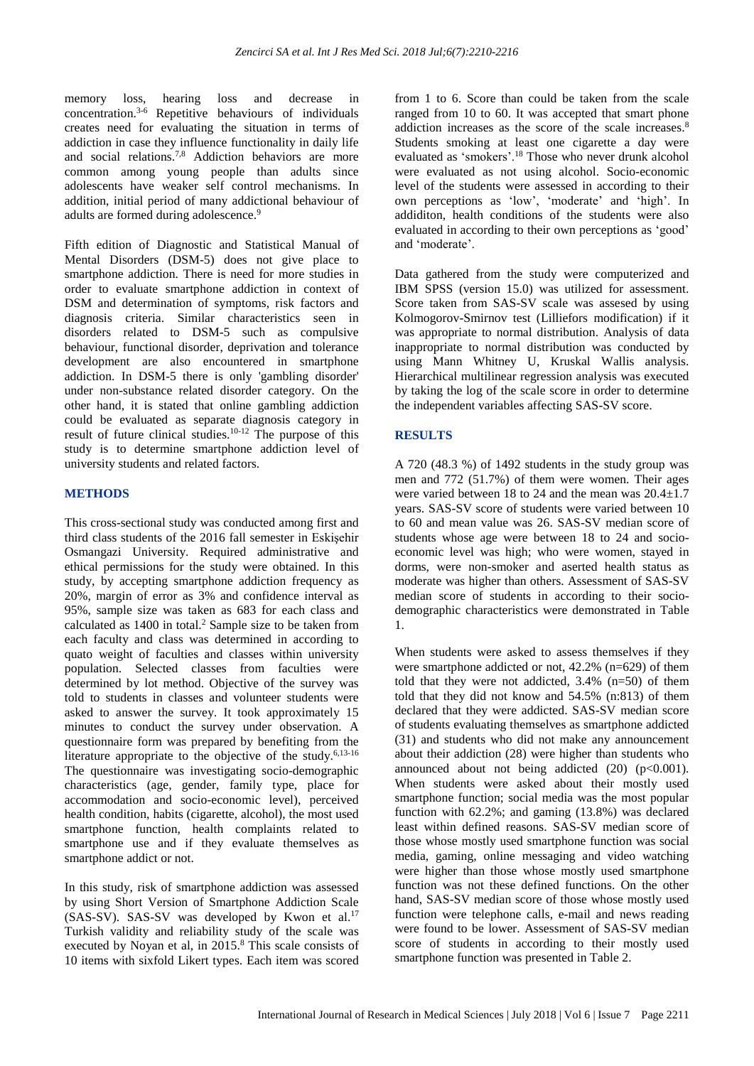memory loss, hearing loss and decrease in concentration.[3-6] Repetitive behaviours of individuals creates need for evaluating the situation in terms of addiction in case they influence functionality in daily life and social relations.[7,8] Addiction behaviors are more common among young people than adults since adolescents have weaker self control mechanisms. In addition, initial period of many addictional behaviour of adults are formed during adolescence.[9]

Fifth edition of Diagnostic and Statistical Manual of Mental Disorders (DSM-5) does not give place to smartphone addiction. There is need for more studies in order to evaluate smartphone addiction in context of DSM and determination of symptoms, risk factors and diagnosis criteria. Similar characteristics seen in disorders related to DSM-5 such as compulsive behaviour, functional disorder, deprivation and tolerance development are also encountered in smartphone addiction. In DSM-5 there is only 'gambling disorder' under non-substance related disorder category. On the other hand, it is stated that online gambling addiction could be evaluated as separate diagnosis category in result of future clinical studies.[10-12] The purpose of this study is to determine smartphone addiction level of university students and related factors.

## METHODS

This cross-sectional study was conducted among first and third class students of the 2016 fall semester in Eskişehir Osmangazi University. Required administrative and ethical permissions for the study were obtained. In this study, by accepting smartphone addiction frequency as 20%, margin of error as 3% and confidence interval as 95%, sample size was taken as 683 for each class and calculated as 1400 in total.[2] Sample size to be taken from each faculty and class was determined in according to quato weight of faculties and classes within university population. Selected classes from faculties were determined by lot method. Objective of the survey was told to students in classes and volunteer students were asked to answer the survey. It took approximately 15 minutes to conduct the survey under observation. A questionnaire form was prepared by benefiting from the literature appropriate to the objective of the study.[6,13-16] The questionnaire was investigating socio-demographic characteristics (age, gender, family type, place for accommodation and socio-economic level), perceived health condition, habits (cigarette, alcohol), the most used smartphone function, health complaints related to smartphone use and if they evaluate themselves as smartphone addict or not.

In this study, risk of smartphone addiction was assessed by using Short Version of Smartphone Addiction Scale (SAS-SV). SAS-SV was developed by Kwon et al.[17] Turkish validity and reliability study of the scale was executed by Noyan et al, in 2015.[8] This scale consists of 10 items with sixfold Likert types. Each item was scored from 1 to 6. Score than could be taken from the scale ranged from 10 to 60. It was accepted that smart phone addiction increases as the score of the scale increases.[8] Students smoking at least one cigarette a day were evaluated as 'smokers'.[18] Those who never drunk alcohol were evaluated as not using alcohol. Socio-economic level of the students were assessed in according to their own perceptions as 'low', 'moderate' and 'high'. In addiditon, health conditions of the students were also evaluated in according to their own perceptions as 'good' and 'moderate'.

Data gathered from the study were computerized and IBM SPSS (version 15.0) was utilized for assessment. Score taken from SAS-SV scale was assesed by using Kolmogorov-Smirnov test (Lilliefors modification) if it was appropriate to normal distribution. Analysis of data inappropriate to normal distribution was conducted by using Mann Whitney U, Kruskal Wallis analysis. Hierarchical multilinear regression analysis was executed by taking the log of the scale score in order to determine the independent variables affecting SAS-SV score.

## RESULTS

A 720 (48.3 %) of 1492 students in the study group was men and 772 (51.7%) of them were women. Their ages were varied between 18 to 24 and the mean was 20.4±1.7 years. SAS-SV score of students were varied between 10 to 60 and mean value was 26. SAS-SV median score of students whose age were between 18 to 24 and socio-economic level was high; who were women, stayed in dorms, were non-smoker and aserted health status as moderate was higher than others. Assessment of SAS-SV median score of students in according to their socio-demographic characteristics were demonstrated in Table 1.

When students were asked to assess themselves if they were smartphone addicted or not, 42.2% (n=629) of them told that they were not addicted, 3.4% (n=50) of them told that they did not know and 54.5% (n:813) of them declared that they were addicted. SAS-SV median score of students evaluating themselves as smartphone addicted (31) and students who did not make any announcement about their addiction (28) were higher than students who announced about not being addicted (20) ($p<0.001$). When students were asked about their mostly used smartphone function; social media was the most popular function with 62.2%; and gaming (13.8%) was declared least within defined reasons. SAS-SV median score of those whose mostly used smartphone function was social media, gaming, online messaging and video watching were higher than those whose mostly used smartphone function was not these defined functions. On the other hand, SAS-SV median score of those whose mostly used function were telephone calls, e-mail and news reading were found to be lower. Assessment of SAS-SV median score of students in according to their mostly used smartphone function was presented in Table 2.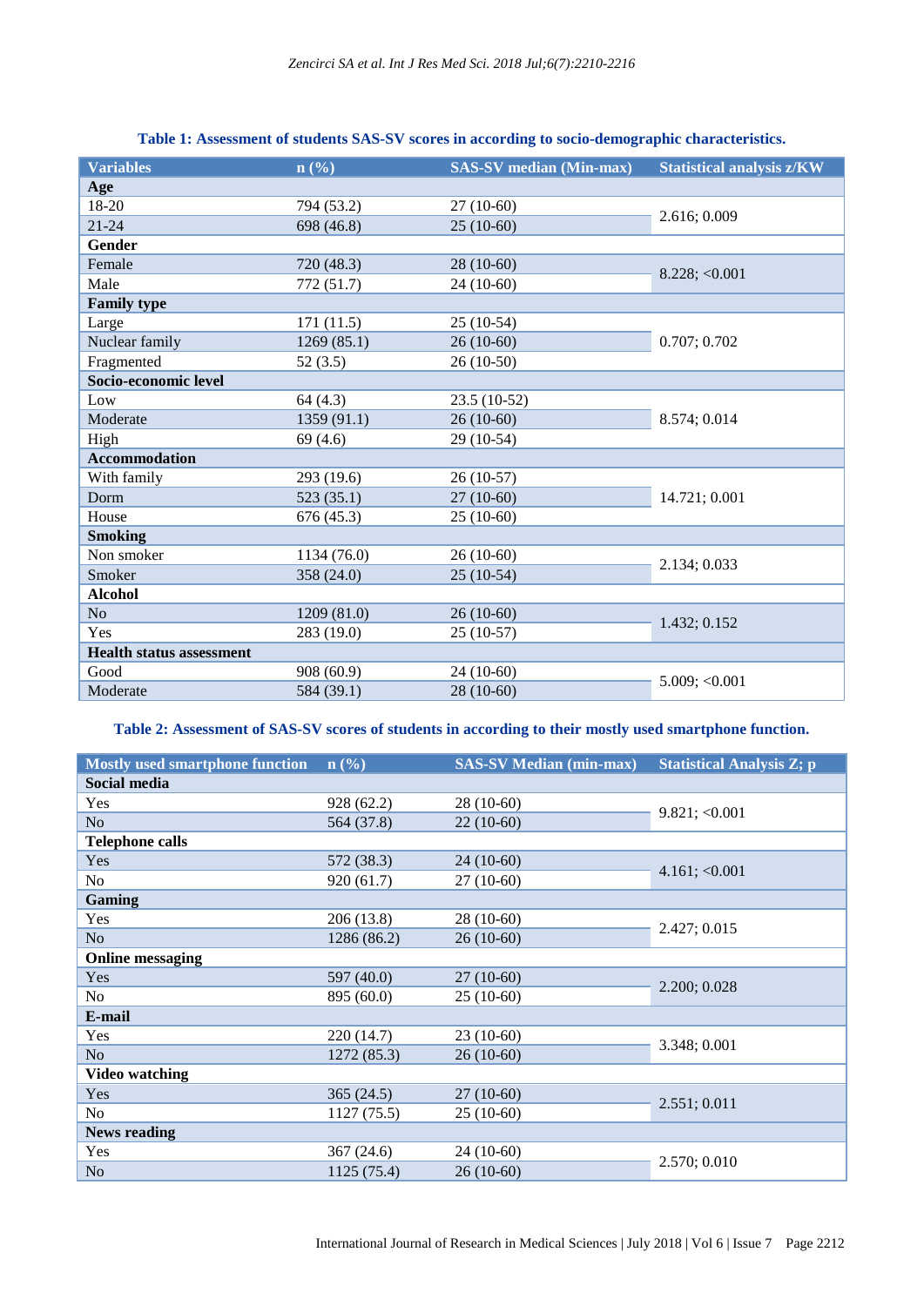**Table 1: Assessment of students SAS-SV scores in according to socio-demographic characteristics.**

| Variables | n (%) | SAS-SV median (Min-max) | Statistical analysis z/KW |
|---|---|---|---|
| **Age** | | | |
| 18-20 | 794 (53.2) | 27 (10-60) | 2.616; 0.009 |
| 21-24 | 698 (46.8) | 25 (10-60) | |
| **Gender** | | | |
| Female | 720 (48.3) | 28 (10-60) | 8.228; <0.001 |
| Male | 772 (51.7) | 24 (10-60) | |
| **Family type** | | | |
| Large | 171 (11.5) | 25 (10-54) | 0.707; 0.702 |
| Nuclear family | 1269 (85.1) | 26 (10-60) | |
| Fragmented | 52 (3.5) | 26 (10-50) | |
| **Socio-economic level** | | | |
| Low | 64 (4.3) | 23.5 (10-52) | 8.574; 0.014 |
| Moderate | 1359 (91.1) | 26 (10-60) | |
| High | 69 (4.6) | 29 (10-54) | |
| **Accommodation** | | | |
| With family | 293 (19.6) | 26 (10-57) | 14.721; 0.001 |
| Dorm | 523 (35.1) | 27 (10-60) | |
| House | 676 (45.3) | 25 (10-60) | |
| **Smoking** | | | |
| Non smoker | 1134 (76.0) | 26 (10-60) | 2.134; 0.033 |
| Smoker | 358 (24.0) | 25 (10-54) | |
| **Alcohol** | | | |
| No | 1209 (81.0) | 26 (10-60) | 1.432; 0.152 |
| Yes | 283 (19.0) | 25 (10-57) | |
| **Health status assessment** | | | |
| Good | 908 (60.9) | 24 (10-60) | 5.009; <0.001 |
| Moderate | 584 (39.1) | 28 (10-60) | |

**Table 2: Assessment of SAS-SV scores of students in according to their mostly used smartphone function.**

| Mostly used smartphone function | n (%) | SAS-SV Median (min-max) | Statistical Analysis Z; p |
|---|---|---|---|
| **Social media** | | | |
| Yes | 928 (62.2) | 28 (10-60) | 9.821; <0.001 |
| No | 564 (37.8) | 22 (10-60) | |
| **Telephone calls** | | | |
| Yes | 572 (38.3) | 24 (10-60) | 4.161; <0.001 |
| No | 920 (61.7) | 27 (10-60) | |
| **Gaming** | | | |
| Yes | 206 (13.8) | 28 (10-60) | 2.427; 0.015 |
| No | 1286 (86.2) | 26 (10-60) | |
| **Online messaging** | | | |
| Yes | 597 (40.0) | 27 (10-60) | 2.200; 0.028 |
| No | 895 (60.0) | 25 (10-60) | |
| **E-mail** | | | |
| Yes | 220 (14.7) | 23 (10-60) | 3.348; 0.001 |
| No | 1272 (85.3) | 26 (10-60) | |
| **Video watching** | | | |
| Yes | 365 (24.5) | 27 (10-60) | 2.551; 0.011 |
| No | 1127 (75.5) | 25 (10-60) | |
| **News reading** | | | |
| Yes | 367 (24.6) | 24 (10-60) | 2.570; 0.010 |
| No | 1125 (75.4) | 26 (10-60) | |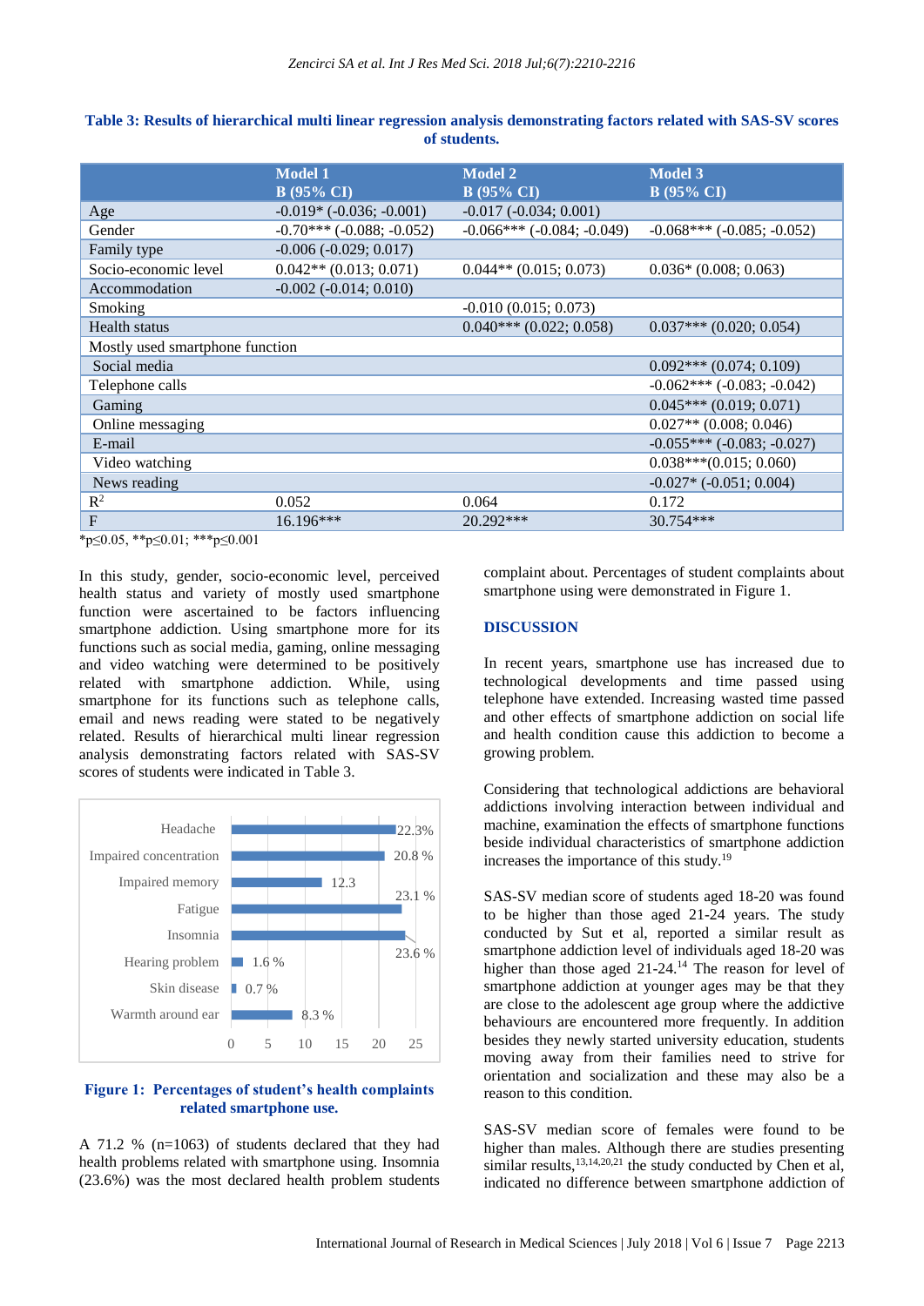**Table 3: Results of hierarchical multi linear regression analysis demonstrating factors related with SAS-SV scores of students.**

| | Model 1 B (95% CI) | Model 2 B (95% CI) | Model 3 B (95% CI) |
|---|---|---|---|
| Age | -0.019* (-0.036; -0.001) | -0.017 (-0.034; 0.001) | |
| Gender | -0.70*** (-0.088; -0.052) | -0.066*** (-0.084; -0.049) | -0.068*** (-0.085; -0.052) |
| Family type | -0.006 (-0.029; 0.017) | | |
| Socio-economic level | 0.042** (0.013; 0.071) | 0.044** (0.015; 0.073) | 0.036* (0.008; 0.063) |
| Accommodation | -0.002 (-0.014; 0.010) | | |
| Smoking | | -0.010 (0.015; 0.073) | |
| Health status | | 0.040*** (0.022; 0.058) | 0.037*** (0.020; 0.054) |
| Mostly used smartphone function | | | |
| Social media | | | 0.092*** (0.074; 0.109) |
| Telephone calls | | | -0.062*** (-0.083; -0.042) |
| Gaming | | | 0.045*** (0.019; 0.071) |
| Online messaging | | | 0.027** (0.008; 0.046) |
| E-mail | | | -0.055*** (-0.083; -0.027) |
| Video watching | | | 0.038***(0.015; 0.060) |
| News reading | | | -0.027* (-0.051; 0.004) |
| $R^2$ | 0.052 | 0.064 | 0.172 |
| F | 16.196*** | 20.292*** | 30.754*** |

*p≤0.05, **p≤0.01; ***p≤0.001

In this study, gender, socio-economic level, perceived health status and variety of mostly used smartphone function were ascertained to be factors influencing smartphone addiction. Using smartphone more for its functions such as social media, gaming, online messaging and video watching were determined to be positively related with smartphone addiction. While, using smartphone for its functions such as telephone calls, email and news reading were stated to be negatively related. Results of hierarchical multi linear regression analysis demonstrating factors related with SAS-SV scores of students were indicated in Table 3.

| Complaint | % |
|---|---|
| Headache | 22.3% |
| Impaired concentration | 20.8 % |
| Impaired memory | 12.3 |
| Fatigue | 23.1 % |
| Insomnia | 23.6 % |
| Hearing problem | 1.6 % |
| Skin disease | 0.7 % |
| Warmth around ear | 8.3 % |

**Figure 1: Percentages of student's health complaints related smartphone use.**

A 71.2 % (n=1063) of students declared that they had health problems related with smartphone using. Insomnia (23.6%) was the most declared health problem students complaint about. Percentages of student complaints about smartphone using were demonstrated in Figure 1.

## DISCUSSION

In recent years, smartphone use has increased due to technological developments and time passed using telephone have extended. Increasing wasted time passed and other effects of smartphone addiction on social life and health condition cause this addiction to become a growing problem.

Considering that technological addictions are behavioral addictions involving interaction between individual and machine, examination the effects of smartphone functions beside individual characteristics of smartphone addiction increases the importance of this study.[19]

SAS-SV median score of students aged 18-20 was found to be higher than those aged 21-24 years. The study conducted by Sut et al, reported a similar result as smartphone addiction level of individuals aged 18-20 was higher than those aged 21-24.[14] The reason for level of smartphone addiction at younger ages may be that they are close to the adolescent age group where the addictive behaviours are encountered more frequently. In addition besides they newly started university education, students moving away from their families need to strive for orientation and socialization and these may also be a reason to this condition.

SAS-SV median score of females were found to be higher than males. Although there are studies presenting similar results,[13,14,20,21] the study conducted by Chen et al, indicated no difference between smartphone addiction of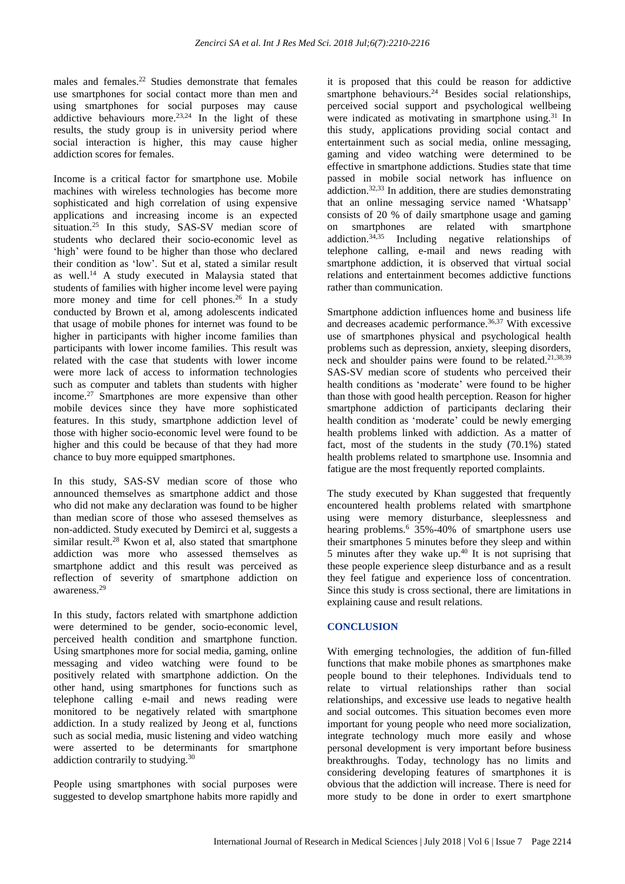males and females.[22] Studies demonstrate that females use smartphones for social contact more than men and using smartphones for social purposes may cause addictive behaviours more.[23,24] In the light of these results, the study group is in university period where social interaction is higher, this may cause higher addiction scores for females.

Income is a critical factor for smartphone use. Mobile machines with wireless technologies has become more sophisticated and high correlation of using expensive applications and increasing income is an expected situation.[25] In this study, SAS-SV median score of students who declared their socio-economic level as 'high' were found to be higher than those who declared their condition as 'low'. Sut et al, stated a similar result as well.[14] A study executed in Malaysia stated that students of families with higher income level were paying more money and time for cell phones.[26] In a study conducted by Brown et al, among adolescents indicated that usage of mobile phones for internet was found to be higher in participants with higher income families than participants with lower income families. This result was related with the case that students with lower income were more lack of access to information technologies such as computer and tablets than students with higher income.[27] Smartphones are more expensive than other mobile devices since they have more sophisticated features. In this study, smartphone addiction level of those with higher socio-economic level were found to be higher and this could be because of that they had more chance to buy more equipped smartphones.

In this study, SAS-SV median score of those who announced themselves as smartphone addict and those who did not make any declaration was found to be higher than median score of those who assesed themselves as non-addicted. Study executed by Demirci et al, suggests a similar result.[28] Kwon et al, also stated that smartphone addiction was more who assessed themselves as smartphone addict and this result was perceived as reflection of severity of smartphone addiction on awareness.[29]

In this study, factors related with smartphone addiction were determined to be gender, socio-economic level, perceived health condition and smartphone function. Using smartphones more for social media, gaming, online messaging and video watching were found to be positively related with smartphone addiction. On the other hand, using smartphones for functions such as telephone calling e-mail and news reading were monitored to be negatively related with smartphone addiction. In a study realized by Jeong et al, functions such as social media, music listening and video watching were asserted to be determinants for smartphone addiction contrarily to studying.[30]

People using smartphones with social purposes were suggested to develop smartphone habits more rapidly and it is proposed that this could be reason for addictive smartphone behaviours.[24] Besides social relationships, perceived social support and psychological wellbeing were indicated as motivating in smartphone using.[31] In this study, applications providing social contact and entertainment such as social media, online messaging, gaming and video watching were determined to be effective in smartphone addictions. Studies state that time passed in mobile social network has influence on addiction.[32,33] In addition, there are studies demonstrating that an online messaging service named 'Whatsapp' consists of 20 % of daily smartphone usage and gaming on smartphones are related with smartphone addiction.[34,35] Including negative relationships of telephone calling, e-mail and news reading with smartphone addiction, it is observed that virtual social relations and entertainment becomes addictive functions rather than communication.

Smartphone addiction influences home and business life and decreases academic performance.[36,37] With excessive use of smartphones physical and psychological health problems such as depression, anxiety, sleeping disorders, neck and shoulder pains were found to be related.[21,38,39] SAS-SV median score of students who perceived their health conditions as 'moderate' were found to be higher than those with good health perception. Reason for higher smartphone addiction of participants declaring their health condition as 'moderate' could be newly emerging health problems linked with addiction. As a matter of fact, most of the students in the study (70.1%) stated health problems related to smartphone use. Insomnia and fatigue are the most frequently reported complaints.

The study executed by Khan suggested that frequently encountered health problems related with smartphone using were memory disturbance, sleeplessness and hearing problems.[6] 35%-40% of smartphone users use their smartphones 5 minutes before they sleep and within 5 minutes after they wake up.[40] It is not suprising that these people experience sleep disturbance and as a result they feel fatigue and experience loss of concentration. Since this study is cross sectional, there are limitations in explaining cause and result relations.

## CONCLUSION

With emerging technologies, the addition of fun-filled functions that make mobile phones as smartphones make people bound to their telephones. Individuals tend to relate to virtual relationships rather than social relationships, and excessive use leads to negative health and social outcomes. This situation becomes even more important for young people who need more socialization, integrate technology much more easily and whose personal development is very important before business breakthroughs. Today, technology has no limits and considering developing features of smartphones it is obvious that the addiction will increase. There is need for more study to be done in order to exert smartphone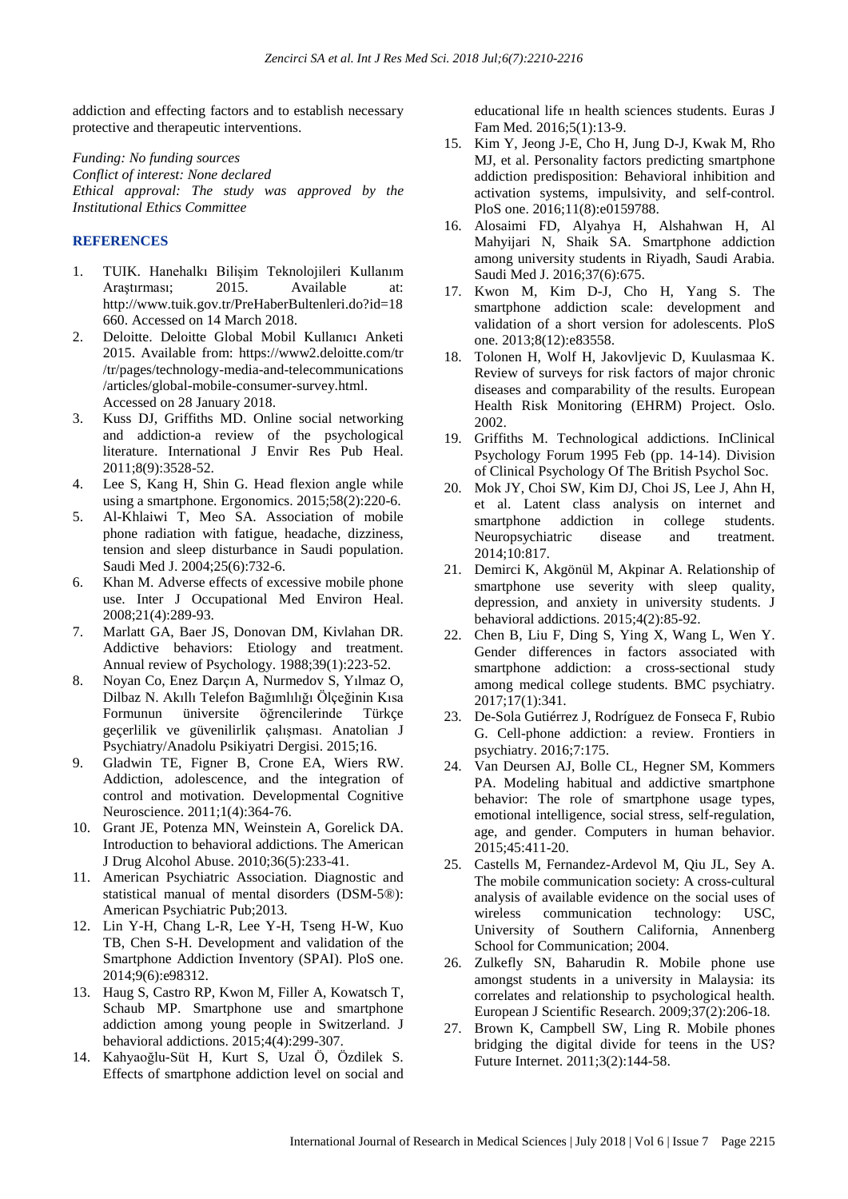addiction and effecting factors and to establish necessary protective and therapeutic interventions.

*Funding: No funding sources*
*Conflict of interest: None declared*
*Ethical approval: The study was approved by the Institutional Ethics Committee*

## REFERENCES

1. TUIK. Hanehalkı Bilişim Teknolojileri Kullanım Araştırması; 2015. Available at: http://www.tuik.gov.tr/PreHaberBultenleri.do?id=18660. Accessed on 14 March 2018.
2. Deloitte. Deloitte Global Mobil Kullanıcı Anketi 2015. Available from: https://www2.deloitte.com/tr/tr/pages/technology-media-and-telecommunications/articles/global-mobile-consumer-survey.html. Accessed on 28 January 2018.
3. Kuss DJ, Griffiths MD. Online social networking and addiction-a review of the psychological literature. International J Envir Res Pub Heal. 2011;8(9):3528-52.
4. Lee S, Kang H, Shin G. Head flexion angle while using a smartphone. Ergonomics. 2015;58(2):220-6.
5. Al-Khlaiwi T, Meo SA. Association of mobile phone radiation with fatigue, headache, dizziness, tension and sleep disturbance in Saudi population. Saudi Med J. 2004;25(6):732-6.
6. Khan M. Adverse effects of excessive mobile phone use. Inter J Occupational Med Environ Heal. 2008;21(4):289-93.
7. Marlatt GA, Baer JS, Donovan DM, Kivlahan DR. Addictive behaviors: Etiology and treatment. Annual review of Psychology. 1988;39(1):223-52.
8. Noyan Co, Enez Darçın A, Nurmedov S, Yılmaz O, Dilbaz N. Akıllı Telefon Bağımlılığı Ölçeğinin Kısa Formunun üniversite öğrencilerinde Türkçe geçerlilik ve güvenilirlik çalışması. Anatolian J Psychiatry/Anadolu Psikiyatri Dergisi. 2015;16.
9. Gladwin TE, Figner B, Crone EA, Wiers RW. Addiction, adolescence, and the integration of control and motivation. Developmental Cognitive Neuroscience. 2011;1(4):364-76.
10. Grant JE, Potenza MN, Weinstein A, Gorelick DA. Introduction to behavioral addictions. The American J Drug Alcohol Abuse. 2010;36(5):233-41.
11. American Psychiatric Association. Diagnostic and statistical manual of mental disorders (DSM-5®): American Psychiatric Pub;2013.
12. Lin Y-H, Chang L-R, Lee Y-H, Tseng H-W, Kuo TB, Chen S-H. Development and validation of the Smartphone Addiction Inventory (SPAI). PloS one. 2014;9(6):e98312.
13. Haug S, Castro RP, Kwon M, Filler A, Kowatsch T, Schaub MP. Smartphone use and smartphone addiction among young people in Switzerland. J behavioral addictions. 2015;4(4):299-307.
14. Kahyaoğlu-Süt H, Kurt S, Uzal Ö, Özdilek S. Effects of smartphone addiction level on social and educational life ın health sciences students. Euras J Fam Med. 2016;5(1):13-9.
15. Kim Y, Jeong J-E, Cho H, Jung D-J, Kwak M, Rho MJ, et al. Personality factors predicting smartphone addiction predisposition: Behavioral inhibition and activation systems, impulsivity, and self-control. PloS one. 2016;11(8):e0159788.
16. Alosaimi FD, Alyahya H, Alshahwan H, Al Mahyijari N, Shaik SA. Smartphone addiction among university students in Riyadh, Saudi Arabia. Saudi Med J. 2016;37(6):675.
17. Kwon M, Kim D-J, Cho H, Yang S. The smartphone addiction scale: development and validation of a short version for adolescents. PloS one. 2013;8(12):e83558.
18. Tolonen H, Wolf H, Jakovljevic D, Kuulasmaa K. Review of surveys for risk factors of major chronic diseases and comparability of the results. European Health Risk Monitoring (EHRM) Project. Oslo. 2002.
19. Griffiths M. Technological addictions. InClinical Psychology Forum 1995 Feb (pp. 14-14). Division of Clinical Psychology Of The British Psychol Soc.
20. Mok JY, Choi SW, Kim DJ, Choi JS, Lee J, Ahn H, et al. Latent class analysis on internet and smartphone addiction in college students. Neuropsychiatric disease and treatment. 2014;10:817.
21. Demirci K, Akgönül M, Akpinar A. Relationship of smartphone use severity with sleep quality, depression, and anxiety in university students. J behavioral addictions. 2015;4(2):85-92.
22. Chen B, Liu F, Ding S, Ying X, Wang L, Wen Y. Gender differences in factors associated with smartphone addiction: a cross-sectional study among medical college students. BMC psychiatry. 2017;17(1):341.
23. De-Sola Gutiérrez J, Rodríguez de Fonseca F, Rubio G. Cell-phone addiction: a review. Frontiers in psychiatry. 2016;7:175.
24. Van Deursen AJ, Bolle CL, Hegner SM, Kommers PA. Modeling habitual and addictive smartphone behavior: The role of smartphone usage types, emotional intelligence, social stress, self-regulation, age, and gender. Computers in human behavior. 2015;45:411-20.
25. Castells M, Fernandez-Ardevol M, Qiu JL, Sey A. The mobile communication society: A cross-cultural analysis of available evidence on the social uses of wireless communication technology: USC, University of Southern California, Annenberg School for Communication; 2004.
26. Zulkefly SN, Baharudin R. Mobile phone use amongst students in a university in Malaysia: its correlates and relationship to psychological health. European J Scientific Research. 2009;37(2):206-18.
27. Brown K, Campbell SW, Ling R. Mobile phones bridging the digital divide for teens in the US? Future Internet. 2011;3(2):144-58.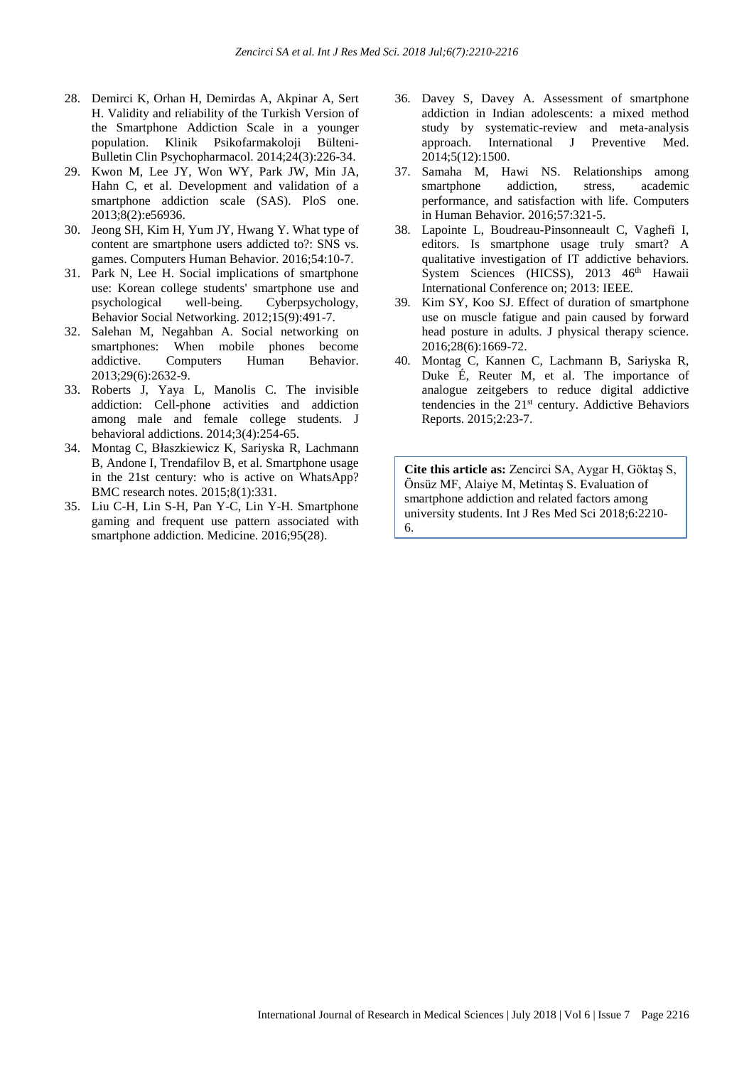28. Demirci K, Orhan H, Demirdas A, Akpinar A, Sert H. Validity and reliability of the Turkish Version of the Smartphone Addiction Scale in a younger population. Klinik Psikofarmakoloji Bülteni-Bulletin Clin Psychopharmacol. 2014;24(3):226-34.
29. Kwon M, Lee JY, Won WY, Park JW, Min JA, Hahn C, et al. Development and validation of a smartphone addiction scale (SAS). PloS one. 2013;8(2):e56936.
30. Jeong SH, Kim H, Yum JY, Hwang Y. What type of content are smartphone users addicted to?: SNS vs. games. Computers Human Behavior. 2016;54:10-7.
31. Park N, Lee H. Social implications of smartphone use: Korean college students' smartphone use and psychological well-being. Cyberpsychology, Behavior Social Networking. 2012;15(9):491-7.
32. Salehan M, Negahban A. Social networking on smartphones: When mobile phones become addictive. Computers Human Behavior. 2013;29(6):2632-9.
33. Roberts J, Yaya L, Manolis C. The invisible addiction: Cell-phone activities and addiction among male and female college students. J behavioral addictions. 2014;3(4):254-65.
34. Montag C, Błaszkiewicz K, Sariyska R, Lachmann B, Andone I, Trendafilov B, et al. Smartphone usage in the 21st century: who is active on WhatsApp? BMC research notes. 2015;8(1):331.
35. Liu C-H, Lin S-H, Pan Y-C, Lin Y-H. Smartphone gaming and frequent use pattern associated with smartphone addiction. Medicine. 2016;95(28).
36. Davey S, Davey A. Assessment of smartphone addiction in Indian adolescents: a mixed method study by systematic-review and meta-analysis approach. International J Preventive Med. 2014;5(12):1500.
37. Samaha M, Hawi NS. Relationships among smartphone addiction, stress, academic performance, and satisfaction with life. Computers in Human Behavior. 2016;57:321-5.
38. Lapointe L, Boudreau-Pinsonneault C, Vaghefi I, editors. Is smartphone usage truly smart? A qualitative investigation of IT addictive behaviors. System Sciences (HICSS), 2013 46th Hawaii International Conference on; 2013: IEEE.
39. Kim SY, Koo SJ. Effect of duration of smartphone use on muscle fatigue and pain caused by forward head posture in adults. J physical therapy science. 2016;28(6):1669-72.
40. Montag C, Kannen C, Lachmann B, Sariyska R, Duke É, Reuter M, et al. The importance of analogue zeitgebers to reduce digital addictive tendencies in the 21st century. Addictive Behaviors Reports. 2015;2:23-7.

**Cite this article as:** Zencirci SA, Aygar H, Göktaş S, Önsüz MF, Alaiye M, Metintaş S. Evaluation of smartphone addiction and related factors among university students. Int J Res Med Sci 2018;6:2210-6.